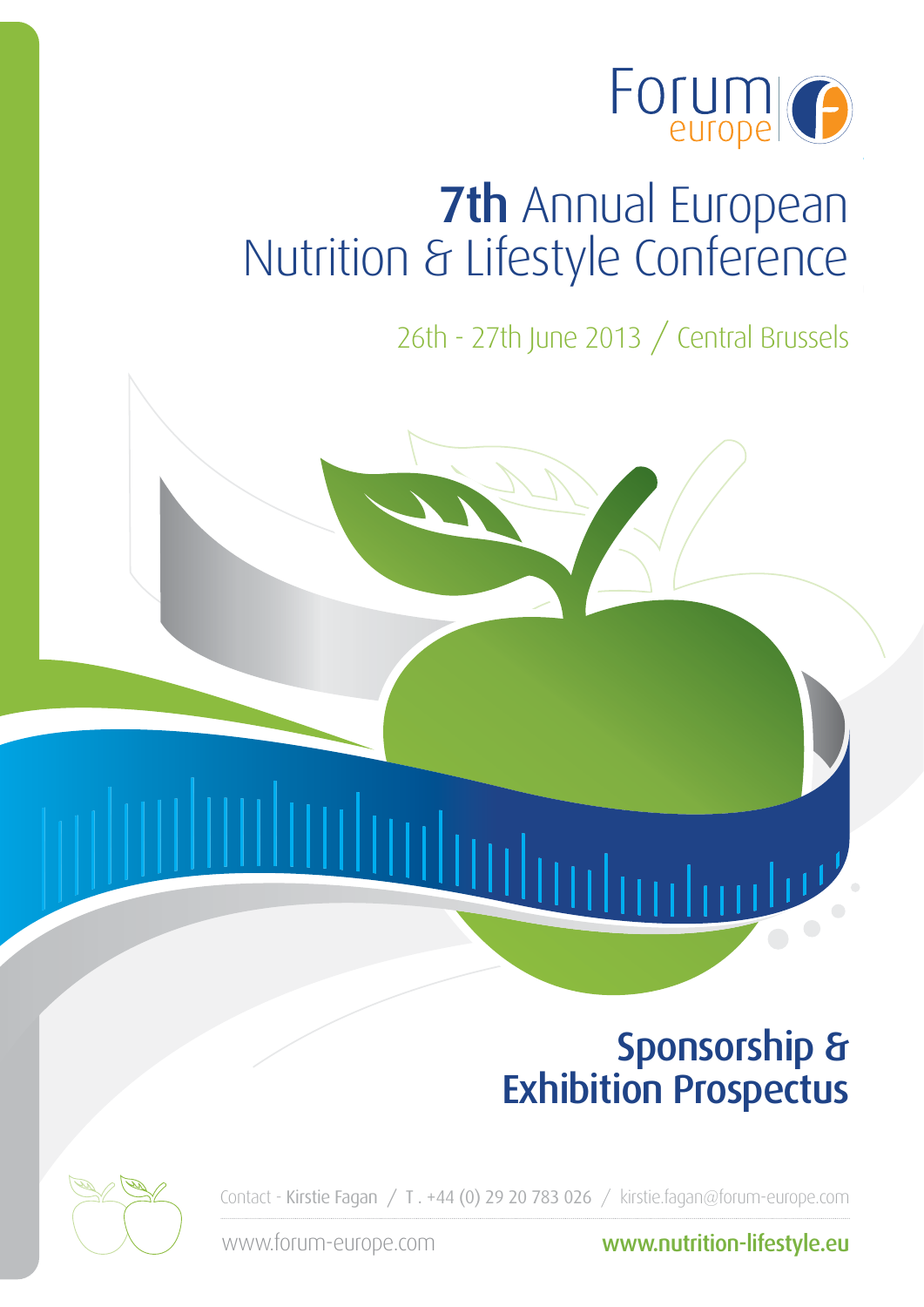Forum europe

# 7th Annual European Nutrition & Lifestyle Conference

26th - 27th June 2013 / Central Brussels

## Sponsorship & Exhibition Prospectus

Contact - Kirstie Fagan / T . +44 (0) 29 20 783 026 / kirstie.fagan@forum-europe.com

www.forum-europe.com

**www.nutrition-lifestyle.eu**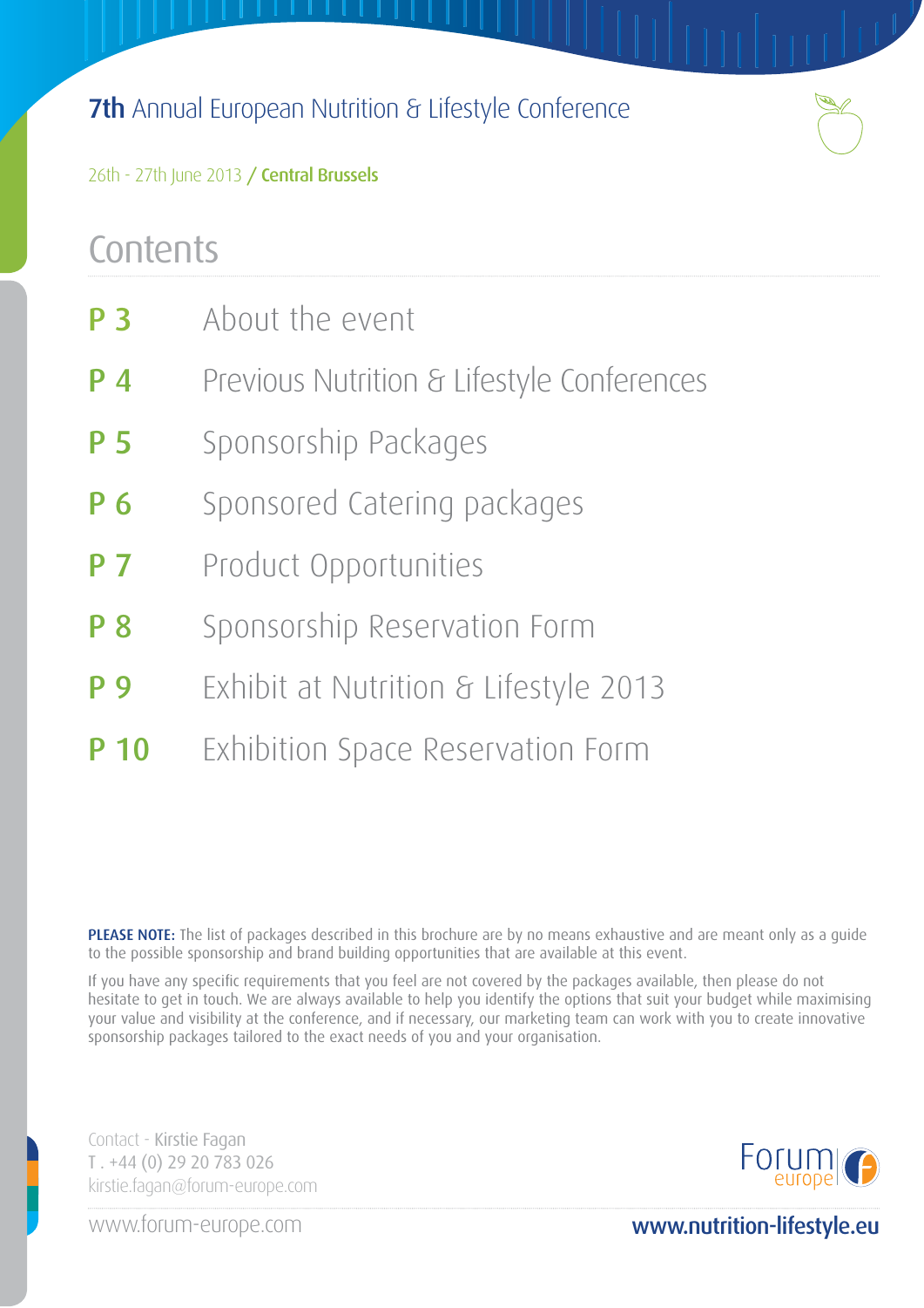# 7th Annual European Nutrition & Lifestyle Conference

26th - 27th June 2013 / **Central Brussels**

## Contents

| | |
|---|---|
| **P 3** | About the event |
| **P 4** | Previous Nutrition & Lifestyle Conferences |
| **P 5** | Sponsorship Packages |
| **P 6** | Sponsored Catering packages |
| **P 7** | Product Opportunities |
| **P 8** | Sponsorship Reservation Form |
| **P 9** | Exhibit at Nutrition & Lifestyle 2013 |
| **P 10** | Exhibition Space Reservation Form |

**PLEASE NOTE:** The list of packages described in this brochure are by no means exhaustive and are meant only as a guide to the possible sponsorship and brand building opportunities that are available at this event.

If you have any specific requirements that you feel are not covered by the packages available, then please do not hesitate to get in touch. We are always available to help you identify the options that suit your budget while maximising your value and visibility at the conference, and if necessary, our marketing team can work with you to create innovative sponsorship packages tailored to the exact needs of you and your organisation.

Contact - Kirstie Fagan
T . +44 (0) 29 20 783 026
kirstie.fagan@forum-europe.com

www.forum-europe.com

**www.nutrition-lifestyle.eu**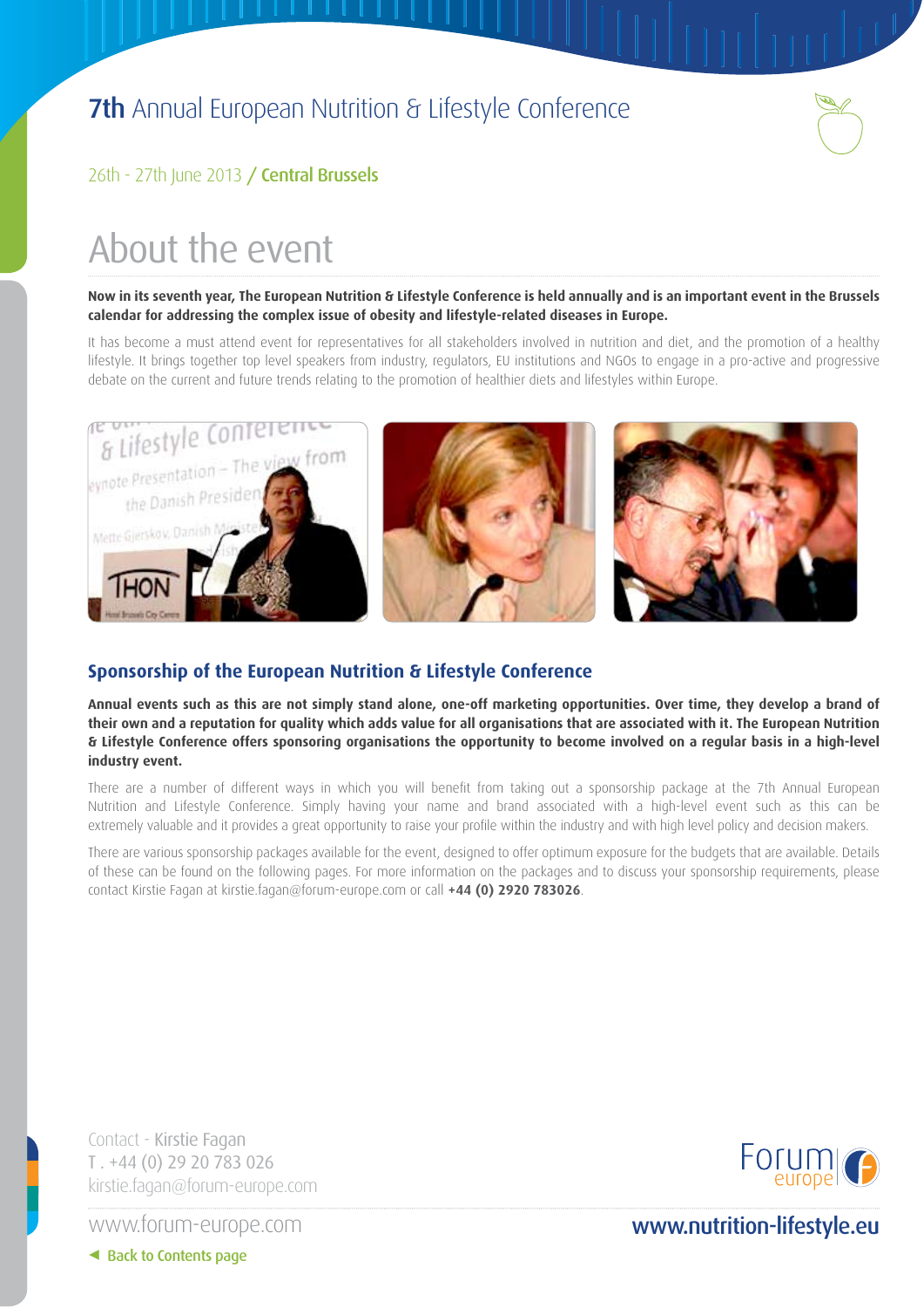**7th** Annual European Nutrition & Lifestyle Conference

26th - 27th June 2013 / **Central Brussels**

# About the event

**Now in its seventh year, The European Nutrition & Lifestyle Conference is held annually and is an important event in the Brussels calendar for addressing the complex issue of obesity and lifestyle-related diseases in Europe.**

It has become a must attend event for representatives for all stakeholders involved in nutrition and diet, and the promotion of a healthy lifestyle. It brings together top level speakers from industry, regulators, EU institutions and NGOs to engage in a pro-active and progressive debate on the current and future trends relating to the promotion of healthier diets and lifestyles within Europe.

## Sponsorship of the European Nutrition & Lifestyle Conference

**Annual events such as this are not simply stand alone, one-off marketing opportunities. Over time, they develop a brand of their own and a reputation for quality which adds value for all organisations that are associated with it. The European Nutrition & Lifestyle Conference offers sponsoring organisations the opportunity to become involved on a regular basis in a high-level industry event.**

There are a number of different ways in which you will benefit from taking out a sponsorship package at the 7th Annual European Nutrition and Lifestyle Conference. Simply having your name and brand associated with a high-level event such as this can be extremely valuable and it provides a great opportunity to raise your profile within the industry and with high level policy and decision makers.

There are various sponsorship packages available for the event, designed to offer optimum exposure for the budgets that are available. Details of these can be found on the following pages. For more information on the packages and to discuss your sponsorship requirements, please contact Kirstie Fagan at kirstie.fagan@forum-europe.com or call **+44 (0) 2920 783026**.

Contact - Kirstie Fagan
T . +44 (0) 29 20 783 026
kirstie.fagan@forum-europe.com

www.forum-europe.com

◄ Back to Contents page

**www.nutrition-lifestyle.eu**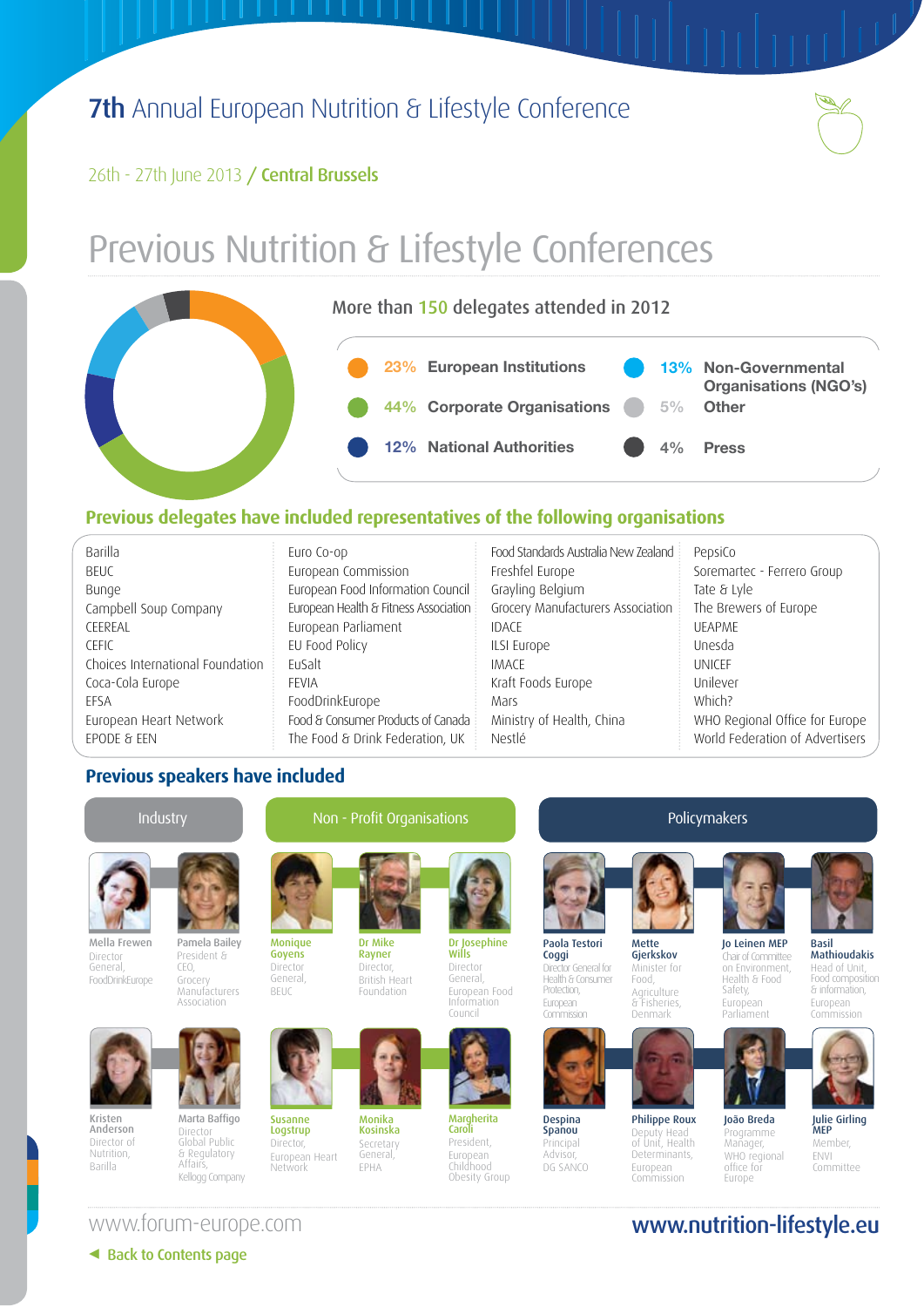# 7th Annual European Nutrition & Lifestyle Conference

26th - 27th June 2013 / **Central Brussels**

## Previous Nutrition & Lifestyle Conferences

More than 150 delegates attended in 2012

- 23% European Institutions
- 44% Corporate Organisations
- 12% National Authorities
- 13% Non-Governmental Organisations (NGO's)
- 5% Other
- 4% Press

### Previous delegates have included representatives of the following organisations

| | | | |
|---|---|---|---|
| Barilla | Euro Co-op | Food Standards Australia New Zealand | PepsiCo |
| BEUC | European Commission | Freshfel Europe | Soremartec - Ferrero Group |
| Bunge | European Food Information Council | Grayling Belgium | Tate & Lyle |
| Campbell Soup Company | European Health & Fitness Association | Grocery Manufacturers Association | The Brewers of Europe |
| CEEREAL | European Parliament | IDACE | UEAPME |
| CEFIC | EU Food Policy | ILSI Europe | Unesda |
| Choices International Foundation | EuSalt | IMACE | UNICEF |
| Coca-Cola Europe | FEVIA | Kraft Foods Europe | Unilever |
| EFSA | FoodDrinkEurope | Mars | Which? |
| European Heart Network | Food & Consumer Products of Canada | Ministry of Health, China | WHO Regional Office for Europe |
| EPODE & EEN | The Food & Drink Federation, UK | Nestlé | World Federation of Advertisers |

### Previous speakers have included

**Industry**

- **Mella Frewen**, Director General, FoodDrinkEurope
- **Pamela Bailey**, President & CEO, Grocery Manufacturers Association
- **Kristen Anderson**, Director of Nutrition, Barilla
- **Marta Baffigo**, Director Global Public & Regulatory Affairs, Kellogg Company

**Non - Profit Organisations**

- **Monique Goyens**, Director General, BEUC
- **Dr Mike Rayner**, Director, British Heart Foundation
- **Dr Josephine Wills**, Director General, European Food Information Council
- **Susanne Logstrup**, Director, European Heart Network
- **Monika Kosinska**, Secretary General, EPHA
- **Margherita Caroli**, President, European Childhood Obesity Group

**Policymakers**

- **Paola Testori Coggi**, Director General for Health & Consumer Protection, European Commission
- **Mette Gjerskov**, Minister for Food, Agriculture & Fisheries, Denmark
- **Jo Leinen MEP**, Chair of Committee on Environment, Health & Food Safety, European Parliament
- **Basil Mathioudakis**, Head of Unit, Food composition & information, European Commission
- **Despina Spanou**, Principal Advisor, DG SANCO
- **Philippe Roux**, Deputy Head of Unit, Health Determinants, European Commission
- **João Breda**, Programme Manager, WHO regional office for Europe
- **Julie Girling MEP**, Member, ENVI Committee

www.forum-europe.com

**www.nutrition-lifestyle.eu**

◄ Back to Contents page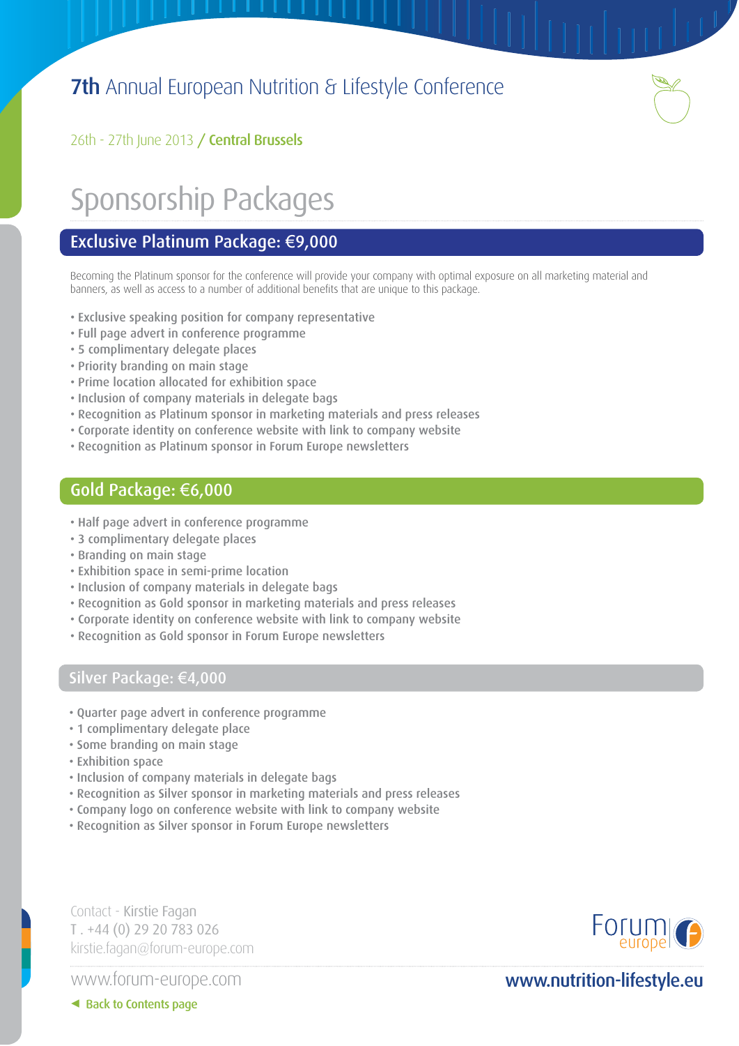# 7th Annual European Nutrition & Lifestyle Conference

26th - 27th June 2013 / **Central Brussels**

## Sponsorship Packages

### Exclusive Platinum Package: €9,000

Becoming the Platinum sponsor for the conference will provide your company with optimal exposure on all marketing material and banners, as well as access to a number of additional benefits that are unique to this package.

- Exclusive speaking position for company representative
- Full page advert in conference programme
- 5 complimentary delegate places
- Priority branding on main stage
- Prime location allocated for exhibition space
- Inclusion of company materials in delegate bags
- Recognition as Platinum sponsor in marketing materials and press releases
- Corporate identity on conference website with link to company website
- Recognition as Platinum sponsor in Forum Europe newsletters

### Gold Package: €6,000

- Half page advert in conference programme
- 3 complimentary delegate places
- Branding on main stage
- Exhibition space in semi-prime location
- Inclusion of company materials in delegate bags
- Recognition as Gold sponsor in marketing materials and press releases
- Corporate identity on conference website with link to company website
- Recognition as Gold sponsor in Forum Europe newsletters

### Silver Package: €4,000

- Quarter page advert in conference programme
- 1 complimentary delegate place
- Some branding on main stage
- Exhibition space
- Inclusion of company materials in delegate bags
- Recognition as Silver sponsor in marketing materials and press releases
- Company logo on conference website with link to company website
- Recognition as Silver sponsor in Forum Europe newsletters

Contact - Kirstie Fagan
T . +44 (0) 29 20 783 026
kirstie.fagan@forum-europe.com

www.forum-europe.com

**www.nutrition-lifestyle.eu**

◄ Back to Contents page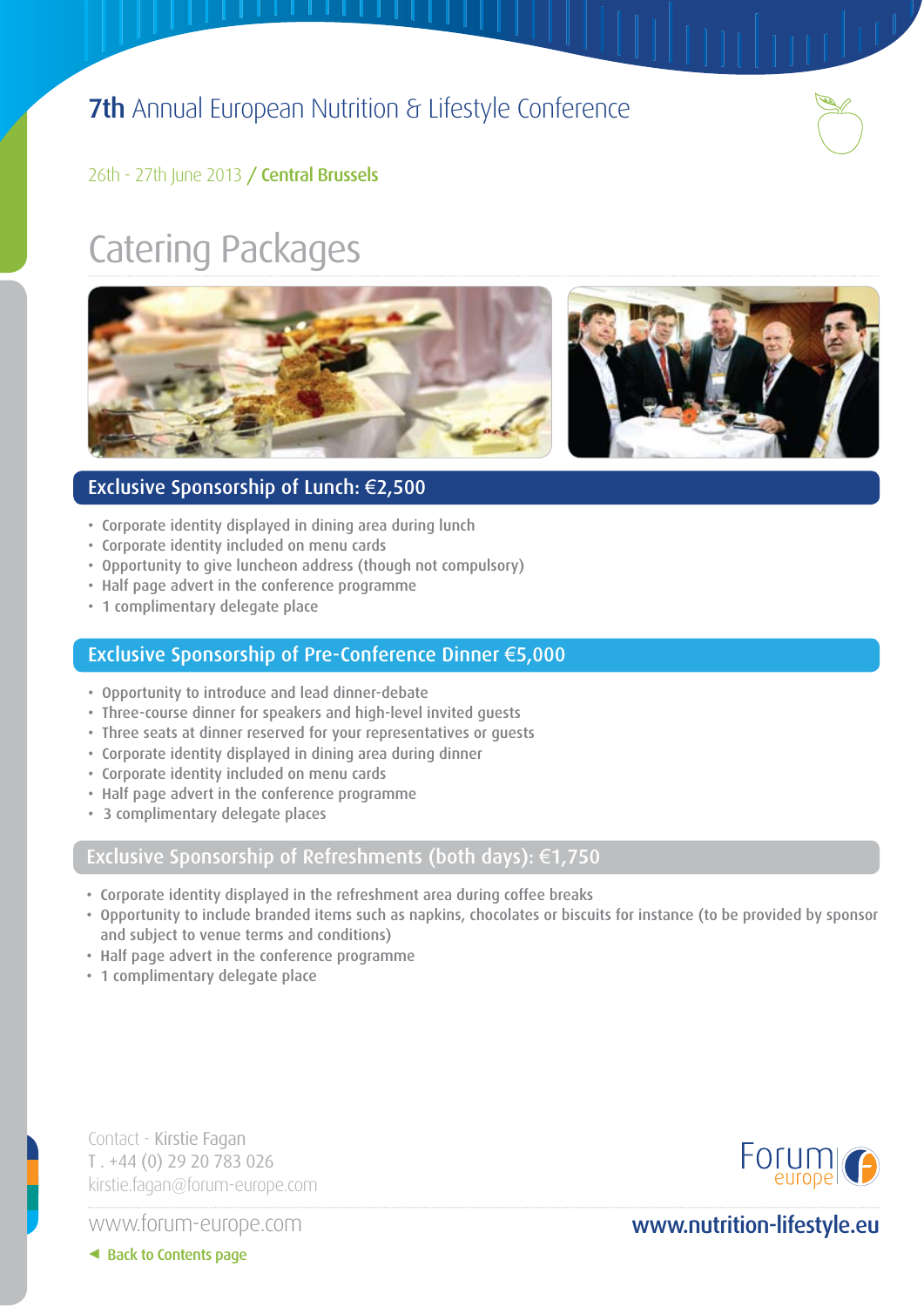# 7th Annual European Nutrition & Lifestyle Conference

26th - 27th June 2013 / **Central Brussels**

## Catering Packages

### Exclusive Sponsorship of Lunch: €2,500

- Corporate identity displayed in dining area during lunch
- Corporate identity included on menu cards
- Opportunity to give luncheon address (though not compulsory)
- Half page advert in the conference programme
- 1 complimentary delegate place

### Exclusive Sponsorship of Pre-Conference Dinner €5,000

- Opportunity to introduce and lead dinner-debate
- Three-course dinner for speakers and high-level invited guests
- Three seats at dinner reserved for your representatives or guests
- Corporate identity displayed in dining area during dinner
- Corporate identity included on menu cards
- Half page advert in the conference programme
- 3 complimentary delegate places

### Exclusive Sponsorship of Refreshments (both days): €1,750

- Corporate identity displayed in the refreshment area during coffee breaks
- Opportunity to include branded items such as napkins, chocolates or biscuits for instance (to be provided by sponsor and subject to venue terms and conditions)
- Half page advert in the conference programme
- 1 complimentary delegate place

Contact - Kirstie Fagan
T . +44 (0) 29 20 783 026
kirstie.fagan@forum-europe.com

www.forum-europe.com

Forum europe

**www.nutrition-lifestyle.eu**

Back to Contents page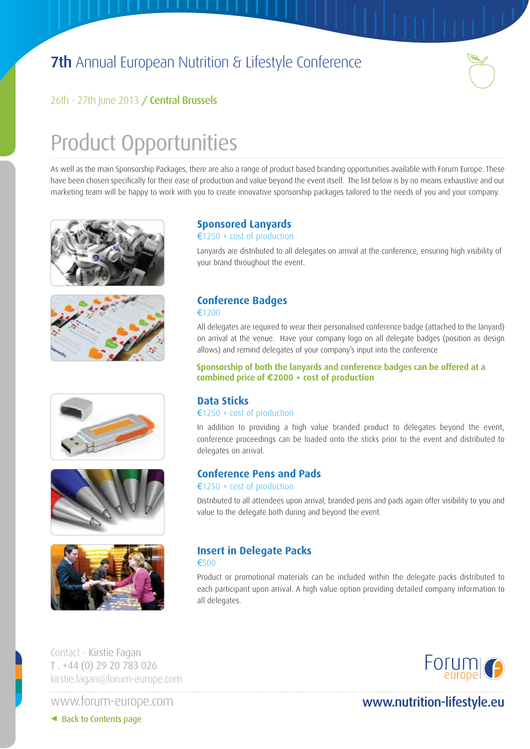# 7th Annual European Nutrition & Lifestyle Conference

26th - 27th June 2013 / **Central Brussels**

## Product Opportunities

As well as the main Sponsorship Packages, there are also a range of product based branding opportunities available with Forum Europe. These have been chosen specifically for their ease of production and value beyond the event itself. The list below is by no means exhaustive and our marketing team will be happy to work with you to create innovative sponsorship packages tailored to the needs of you and your company.

### Sponsored Lanyards

€1250 + cost of production

Lanyards are distributed to all delegates on arrival at the conference, ensuring high visibility of your brand throughout the event.

### Conference Badges

€1200

All delegates are required to wear their personalised conference badge (attached to the lanyard) on arrival at the venue. Have your company logo on all delegate badges (position as design allows) and remind delegates of your company's input into the conference

**Sponsorship of both the lanyards and conference badges can be offered at a combined price of €2000 + cost of production**

### Data Sticks

€1250 + cost of production

In addition to providing a high value branded product to delegates beyond the event, conference proceedings can be loaded onto the sticks prior to the event and distributed to delegates on arrival.

### Conference Pens and Pads

€1250 + cost of production

Distributed to all attendees upon arrival, branded pens and pads again offer visibility to you and value to the delegate both during and beyond the event.

### Insert in Delegate Packs

€500

Product or promotional materials can be included within the delegate packs distributed to each participant upon arrival. A high value option providing detailed company information to all delegates.

Contact - Kirstie Fagan
T . +44 (0) 29 20 783 026
kirstie.fagan@forum-europe.com

www.forum-europe.com

◄ Back to Contents page

Forum europe

**www.nutrition-lifestyle.eu**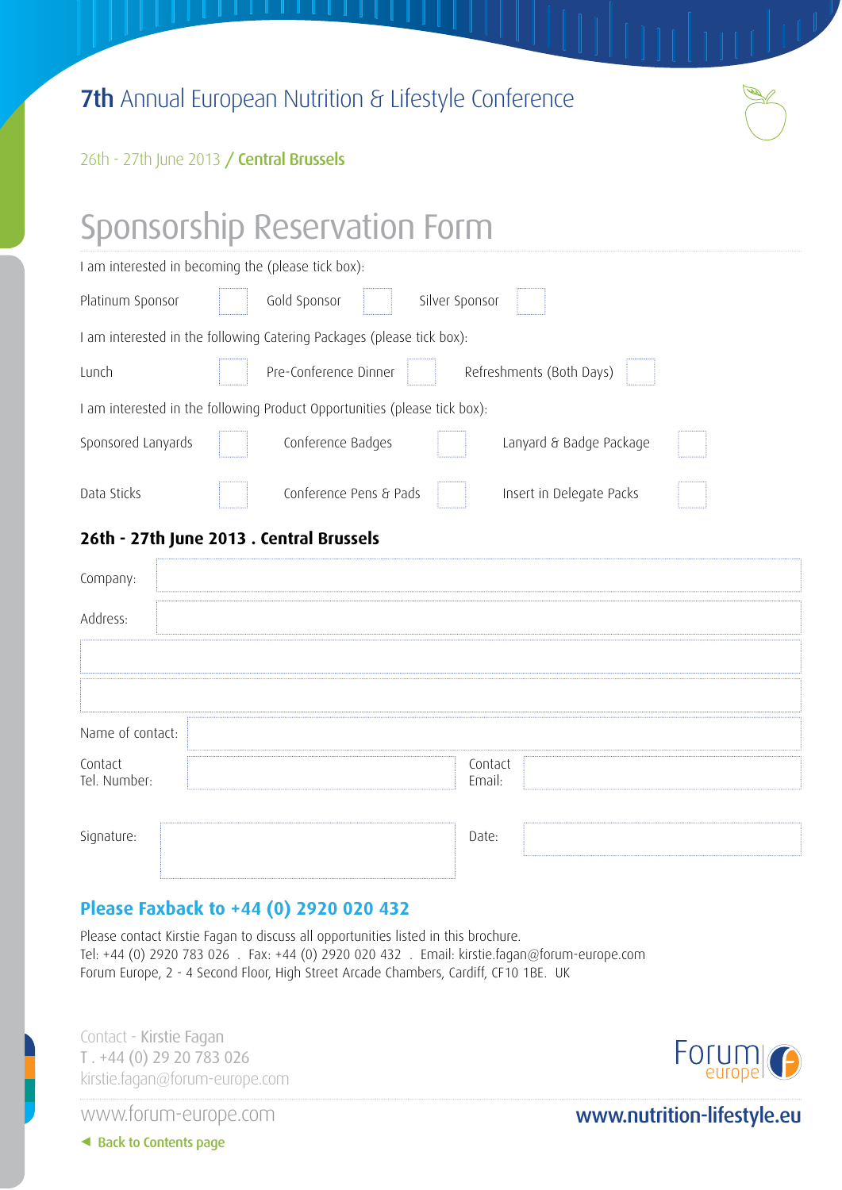# 7th Annual European Nutrition & Lifestyle Conference

26th - 27th June 2013 / **Central Brussels**

## Sponsorship Reservation Form

I am interested in becoming the (please tick box):

| | | | | | |
|---|---|---|---|---|---|
| Platinum Sponsor | ☐ | Gold Sponsor | ☐ | Silver Sponsor | ☐ |

I am interested in the following Catering Packages (please tick box):

| | | | | | |
|---|---|---|---|---|---|
| Lunch | ☐ | Pre-Conference Dinner | ☐ | Refreshments (Both Days) | ☐ |

I am interested in the following Product Opportunities (please tick box):

| | | | | | |
|---|---|---|---|---|---|
| Sponsored Lanyards | ☐ | Conference Badges | ☐ | Lanyard & Badge Package | ☐ |
| Data Sticks | ☐ | Conference Pens & Pads | ☐ | Insert in Delegate Packs | ☐ |

### 26th - 27th June 2013 . Central Brussels

Company:

Address:

Name of contact:

Contact Tel. Number:

Contact Email:

Signature:

Date:

### Please Faxback to +44 (0) 2920 020 432

Please contact Kirstie Fagan to discuss all opportunities listed in this brochure.
Tel: +44 (0) 2920 783 026 . Fax: +44 (0) 2920 020 432 . Email: kirstie.fagan@forum-europe.com
Forum Europe, 2 - 4 Second Floor, High Street Arcade Chambers, Cardiff, CF10 1BE. UK

Contact - Kirstie Fagan
T . +44 (0) 29 20 783 026
kirstie.fagan@forum-europe.com

Forum europe

www.forum-europe.com

**www.nutrition-lifestyle.eu**

◄ Back to Contents page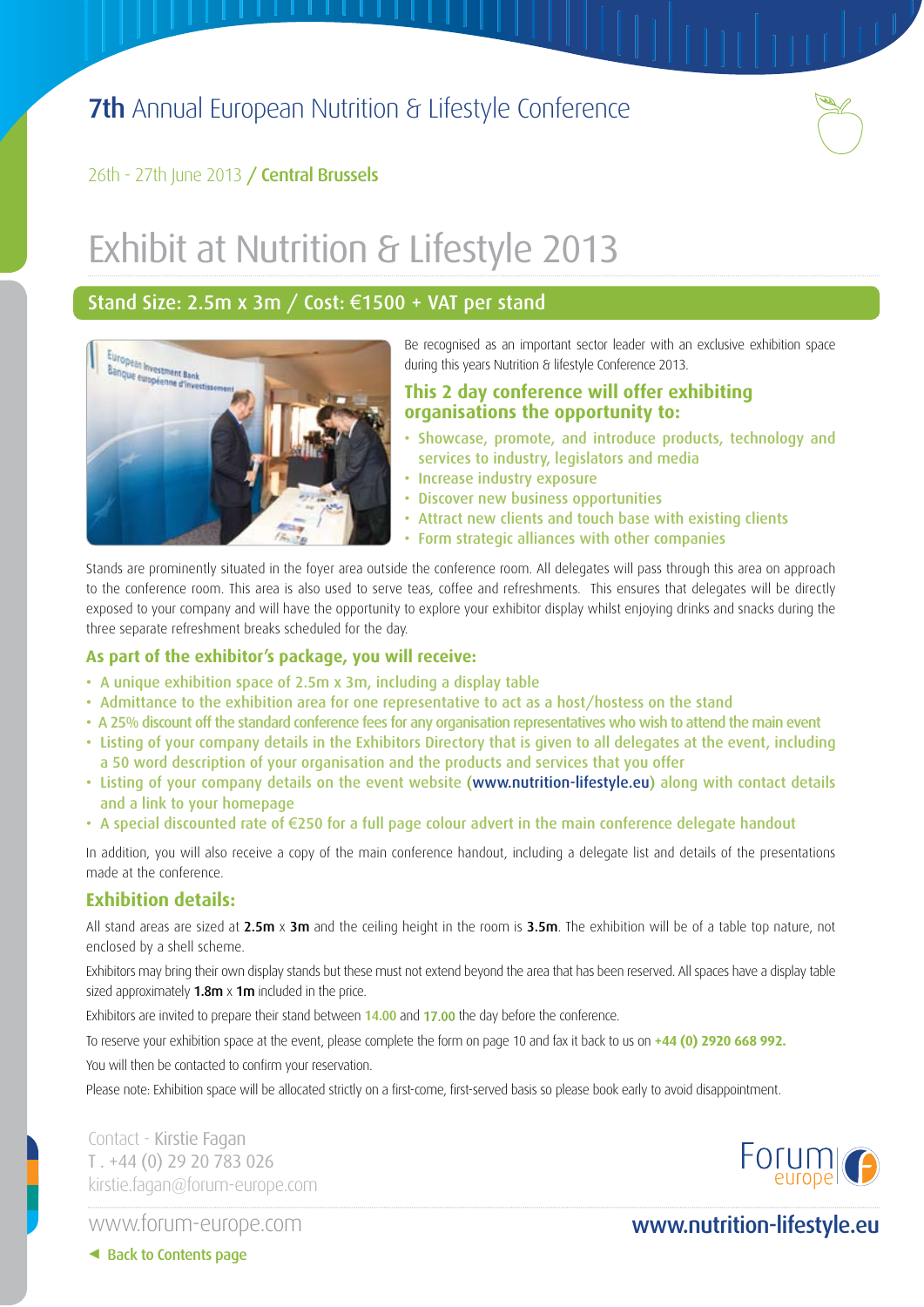# 7th Annual European Nutrition & Lifestyle Conference

26th - 27th June 2013 / **Central Brussels**

# Exhibit at Nutrition & Lifestyle 2013

## Stand Size: 2.5m x 3m / Cost: €1500 + VAT per stand

Be recognised as an important sector leader with an exclusive exhibition space during this years Nutrition & lifestyle Conference 2013.

### This 2 day conference will offer exhibiting organisations the opportunity to:

- Showcase, promote, and introduce products, technology and services to industry, legislators and media
- Increase industry exposure
- Discover new business opportunities
- Attract new clients and touch base with existing clients
- Form strategic alliances with other companies

Stands are prominently situated in the foyer area outside the conference room. All delegates will pass through this area on approach to the conference room. This area is also used to serve teas, coffee and refreshments. This ensures that delegates will be directly exposed to your company and will have the opportunity to explore your exhibitor display whilst enjoying drinks and snacks during the three separate refreshment breaks scheduled for the day.

### As part of the exhibitor's package, you will receive:

- A unique exhibition space of 2.5m x 3m, including a display table
- Admittance to the exhibition area for one representative to act as a host/hostess on the stand
- A 25% discount off the standard conference fees for any organisation representatives who wish to attend the main event
- Listing of your company details in the Exhibitors Directory that is given to all delegates at the event, including a 50 word description of your organisation and the products and services that you offer
- Listing of your company details on the event website (www.nutrition-lifestyle.eu) along with contact details and a link to your homepage
- A special discounted rate of €250 for a full page colour advert in the main conference delegate handout

In addition, you will also receive a copy of the main conference handout, including a delegate list and details of the presentations made at the conference.

### Exhibition details:

All stand areas are sized at **2.5m** x **3m** and the ceiling height in the room is **3.5m**. The exhibition will be of a table top nature, not enclosed by a shell scheme.

Exhibitors may bring their own display stands but these must not extend beyond the area that has been reserved. All spaces have a display table sized approximately **1.8m** x **1m** included in the price.

Exhibitors are invited to prepare their stand between 14.00 and 17.00 the day before the conference.

To reserve your exhibition space at the event, please complete the form on page 10 and fax it back to us on **+44 (0) 2920 668 992.**

You will then be contacted to confirm your reservation.

Please note: Exhibition space will be allocated strictly on a first-come, first-served basis so please book early to avoid disappointment.

Contact - Kirstie Fagan
T . +44 (0) 29 20 783 026
kirstie.fagan@forum-europe.com

Forum europe

www.forum-europe.com

**www.nutrition-lifestyle.eu**

◄ Back to Contents page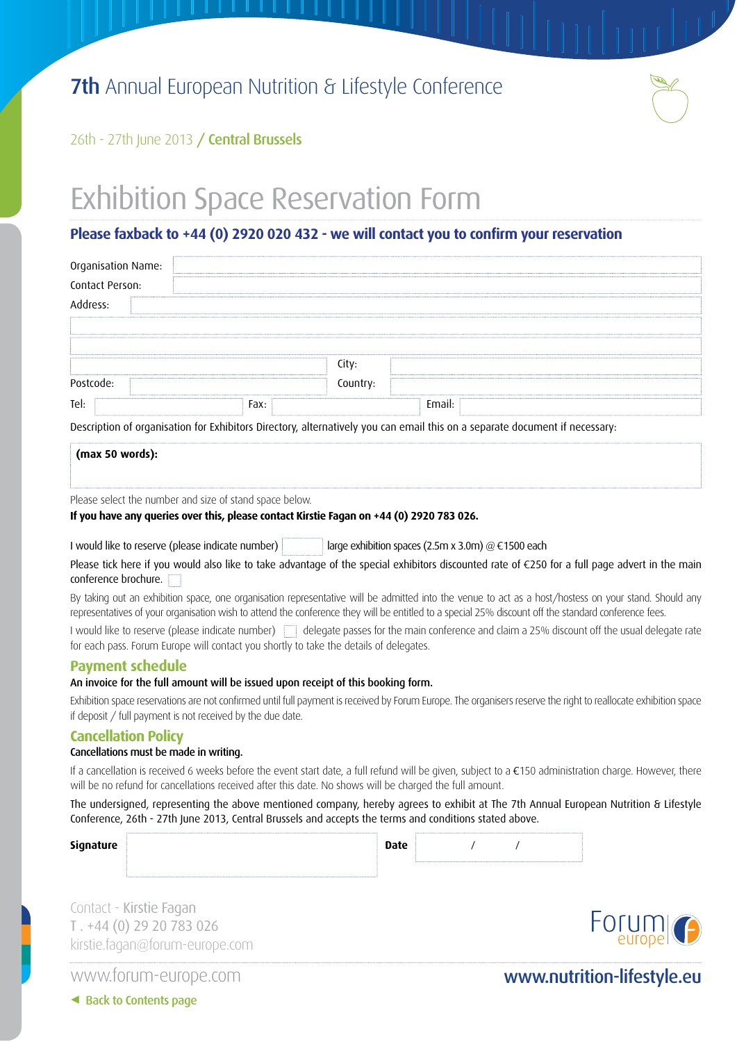**7th** Annual European Nutrition & Lifestyle Conference

26th - 27th June 2013 / **Central Brussels**

# Exhibition Space Reservation Form

## Please faxback to +44 (0) 2920 020 432 - we will contact you to confirm your reservation

Organisation Name:

Contact Person:

Address:

City:

Postcode:

Country:

Tel:

Fax:

Email:

Description of organisation for Exhibitors Directory, alternatively you can email this on a separate document if necessary:

**(max 50 words):**

Please select the number and size of stand space below.

**If you have any queries over this, please contact Kirstie Fagan on +44 (0) 2920 783 026.**

I would like to reserve (please indicate number) ☐ large exhibition spaces (2.5m x 3.0m) @ €1500 each

Please tick here if you would also like to take advantage of the special exhibitors discounted rate of €250 for a full page advert in the main conference brochure. ☐

By taking out an exhibition space, one organisation representative will be admitted into the venue to act as a host/hostess on your stand. Should any representatives of your organisation wish to attend the conference they will be entitled to a special 25% discount off the standard conference fees.

I would like to reserve (please indicate number) ☐ delegate passes for the main conference and claim a 25% discount off the usual delegate rate for each pass. Forum Europe will contact you shortly to take the details of delegates.

## Payment schedule

**An invoice for the full amount will be issued upon receipt of this booking form.**

Exhibition space reservations are not confirmed until full payment is received by Forum Europe. The organisers reserve the right to reallocate exhibition space if deposit / full payment is not received by the due date.

## Cancellation Policy

**Cancellations must be made in writing.**

If a cancellation is received 6 weeks before the event start date, a full refund will be given, subject to a €150 administration charge. However, there will be no refund for cancellations received after this date. No shows will be charged the full amount.

The undersigned, representing the above mentioned company, hereby agrees to exhibit at The 7th Annual European Nutrition & Lifestyle Conference, 26th - 27th June 2013, Central Brussels and accepts the terms and conditions stated above.

**Signature**

**Date** / /

Contact - Kirstie Fagan
T . +44 (0) 29 20 783 026
kirstie.fagan@forum-europe.com

Forum europe

www.forum-europe.com

**www.nutrition-lifestyle.eu**

◄ Back to Contents page